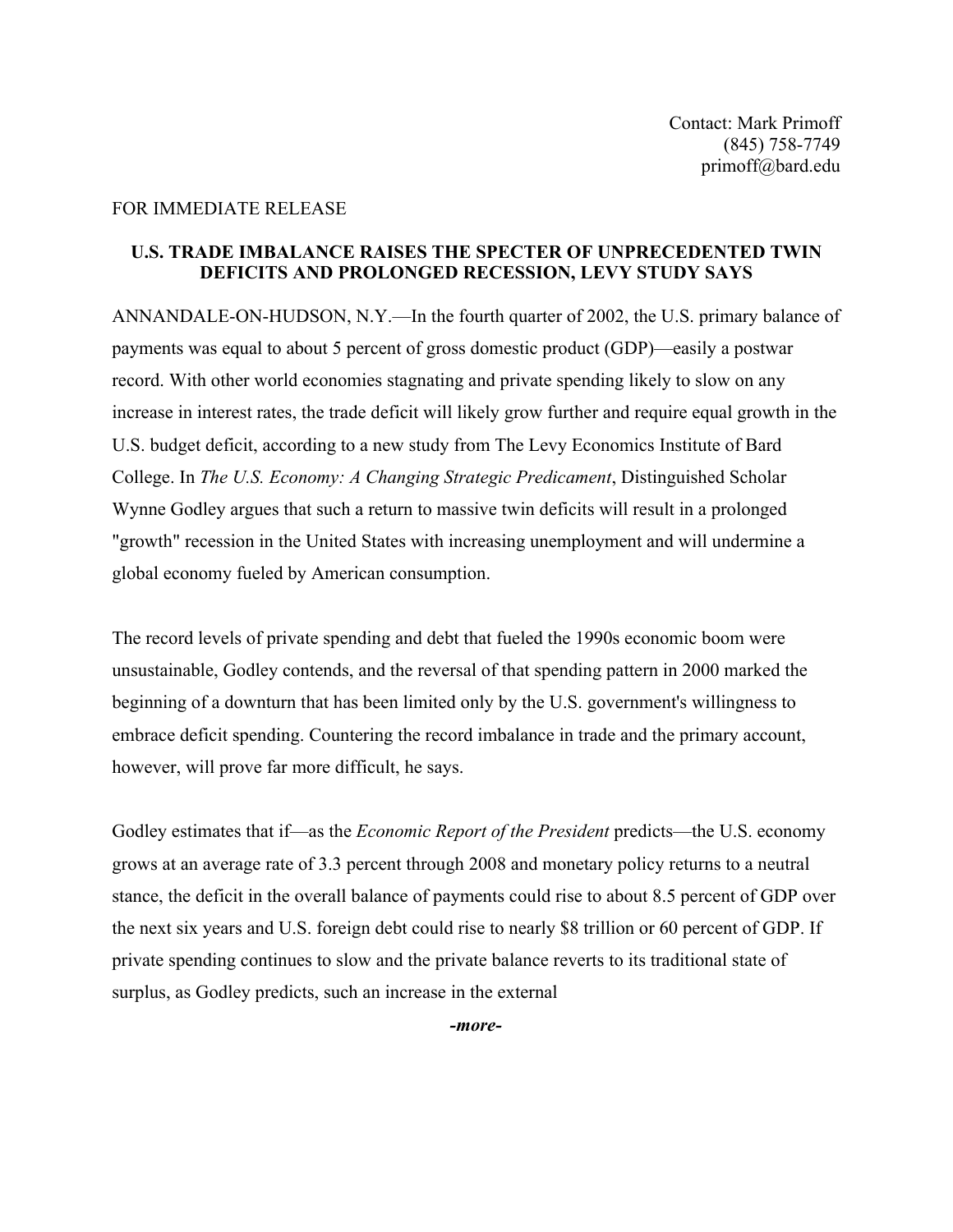Contact: Mark Primoff
(845) 758-7749
primoff@bard.edu

FOR IMMEDIATE RELEASE

**U.S. TRADE IMBALANCE RAISES THE SPECTER OF UNPRECEDENTED TWIN DEFICITS AND PROLONGED RECESSION, LEVY STUDY SAYS**

ANNANDALE-ON-HUDSON, N.Y.—In the fourth quarter of 2002, the U.S. primary balance of payments was equal to about 5 percent of gross domestic product (GDP)—easily a postwar record. With other world economies stagnating and private spending likely to slow on any increase in interest rates, the trade deficit will likely grow further and require equal growth in the U.S. budget deficit, according to a new study from The Levy Economics Institute of Bard College. In *The U.S. Economy: A Changing Strategic Predicament*, Distinguished Scholar Wynne Godley argues that such a return to massive twin deficits will result in a prolonged "growth" recession in the United States with increasing unemployment and will undermine a global economy fueled by American consumption.

The record levels of private spending and debt that fueled the 1990s economic boom were unsustainable, Godley contends, and the reversal of that spending pattern in 2000 marked the beginning of a downturn that has been limited only by the U.S. government's willingness to embrace deficit spending. Countering the record imbalance in trade and the primary account, however, will prove far more difficult, he says.

Godley estimates that if—as the *Economic Report of the President* predicts—the U.S. economy grows at an average rate of 3.3 percent through 2008 and monetary policy returns to a neutral stance, the deficit in the overall balance of payments could rise to about 8.5 percent of GDP over the next six years and U.S. foreign debt could rise to nearly $8 trillion or 60 percent of GDP. If private spending continues to slow and the private balance reverts to its traditional state of surplus, as Godley predicts, such an increase in the external

***-more-***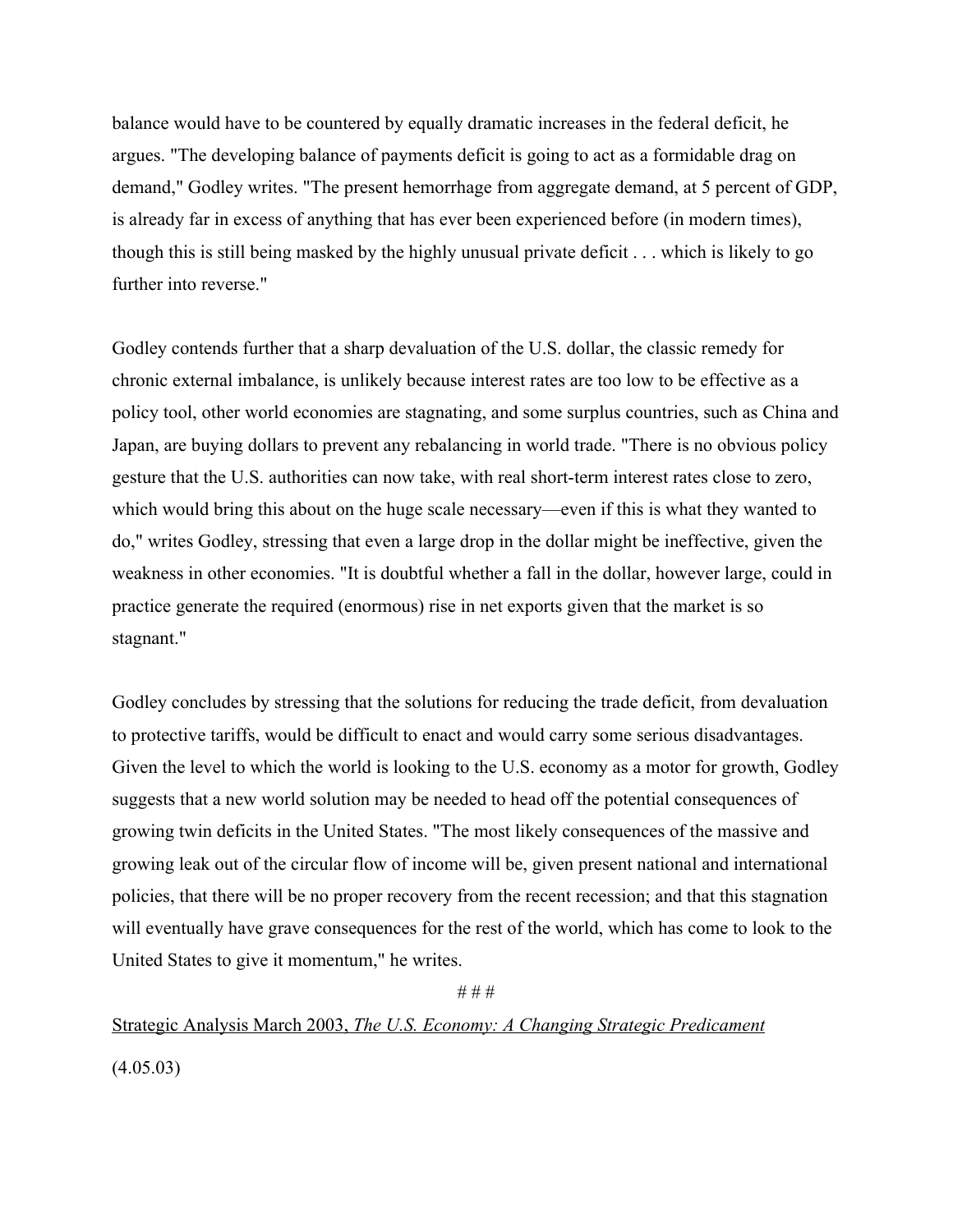balance would have to be countered by equally dramatic increases in the federal deficit, he argues. "The developing balance of payments deficit is going to act as a formidable drag on demand," Godley writes. "The present hemorrhage from aggregate demand, at 5 percent of GDP, is already far in excess of anything that has ever been experienced before (in modern times), though this is still being masked by the highly unusual private deficit . . . which is likely to go further into reverse."

Godley contends further that a sharp devaluation of the U.S. dollar, the classic remedy for chronic external imbalance, is unlikely because interest rates are too low to be effective as a policy tool, other world economies are stagnating, and some surplus countries, such as China and Japan, are buying dollars to prevent any rebalancing in world trade. "There is no obvious policy gesture that the U.S. authorities can now take, with real short-term interest rates close to zero, which would bring this about on the huge scale necessary—even if this is what they wanted to do," writes Godley, stressing that even a large drop in the dollar might be ineffective, given the weakness in other economies. "It is doubtful whether a fall in the dollar, however large, could in practice generate the required (enormous) rise in net exports given that the market is so stagnant."

Godley concludes by stressing that the solutions for reducing the trade deficit, from devaluation to protective tariffs, would be difficult to enact and would carry some serious disadvantages. Given the level to which the world is looking to the U.S. economy as a motor for growth, Godley suggests that a new world solution may be needed to head off the potential consequences of growing twin deficits in the United States. "The most likely consequences of the massive and growing leak out of the circular flow of income will be, given present national and international policies, that there will be no proper recovery from the recent recession; and that this stagnation will eventually have grave consequences for the rest of the world, which has come to look to the United States to give it momentum," he writes.

# # #

Strategic Analysis March 2003, *The U.S. Economy: A Changing Strategic Predicament*

(4.05.03)